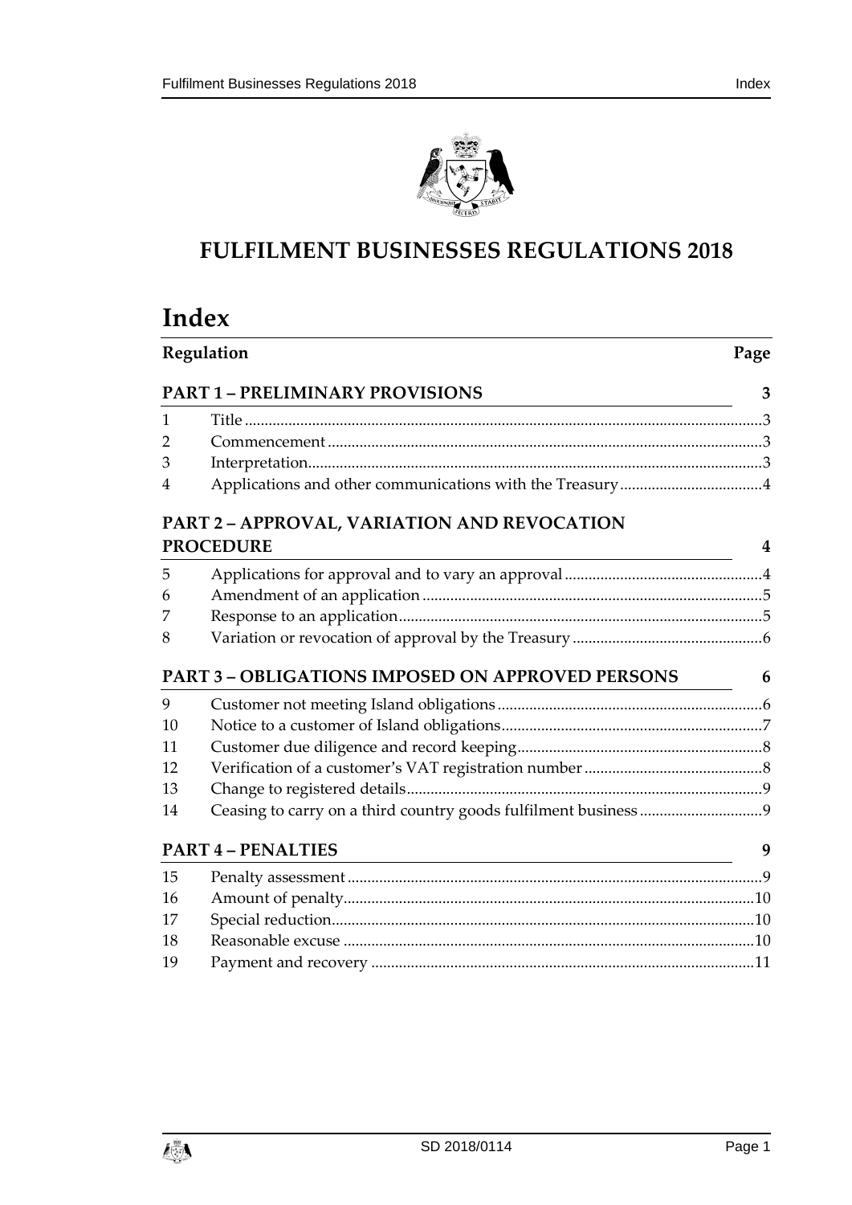# FULFILMENT BUSINESSES REGULATIONS 2018

## Index

| Regulation | | Page |
|---|---|---|
| **PART 1 – PRELIMINARY PROVISIONS** | | **3** |
| 1 | Title | 3 |
| 2 | Commencement | 3 |
| 3 | Interpretation | 3 |
| 4 | Applications and other communications with the Treasury | 4 |
| **PART 2 – APPROVAL, VARIATION AND REVOCATION PROCEDURE** | | **4** |
| 5 | Applications for approval and to vary an approval | 4 |
| 6 | Amendment of an application | 5 |
| 7 | Response to an application | 5 |
| 8 | Variation or revocation of approval by the Treasury | 6 |
| **PART 3 – OBLIGATIONS IMPOSED ON APPROVED PERSONS** | | **6** |
| 9 | Customer not meeting Island obligations | 6 |
| 10 | Notice to a customer of Island obligations | 7 |
| 11 | Customer due diligence and record keeping | 8 |
| 12 | Verification of a customer's VAT registration number | 8 |
| 13 | Change to registered details | 9 |
| 14 | Ceasing to carry on a third country goods fulfilment business | 9 |
| **PART 4 – PENALTIES** | | **9** |
| 15 | Penalty assessment | 9 |
| 16 | Amount of penalty | 10 |
| 17 | Special reduction | 10 |
| 18 | Reasonable excuse | 10 |
| 19 | Payment and recovery | 11 |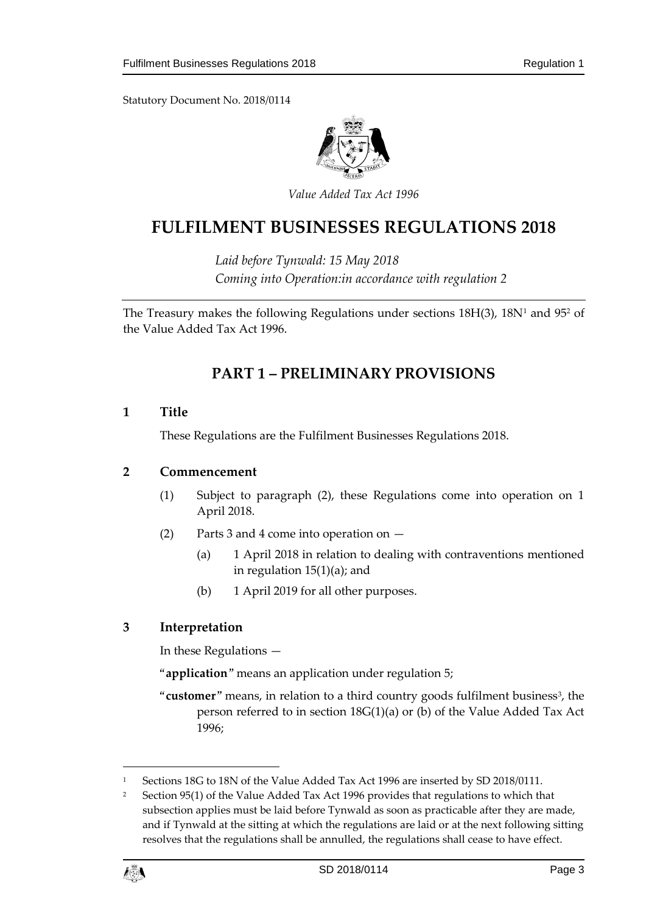Statutory Document No. 2018/0114

*Value Added Tax Act 1996*

# FULFILMENT BUSINESSES REGULATIONS 2018

*Laid before Tynwald: 15 May 2018*
*Coming into Operation:in accordance with regulation 2*

The Treasury makes the following Regulations under sections 18H(3), 18N[1] and 95[2] of the Value Added Tax Act 1996.

## PART 1 – PRELIMINARY PROVISIONS

### 1 Title

These Regulations are the Fulfilment Businesses Regulations 2018.

### 2 Commencement

(1) Subject to paragraph (2), these Regulations come into operation on 1 April 2018.

(2) Parts 3 and 4 come into operation on —

(a) 1 April 2018 in relation to dealing with contraventions mentioned in regulation 15(1)(a); and

(b) 1 April 2019 for all other purposes.

### 3 Interpretation

In these Regulations —

"**application**" means an application under regulation 5;

"**customer**" means, in relation to a third country goods fulfilment business[3], the person referred to in section 18G(1)(a) or (b) of the Value Added Tax Act 1996;

---

[1] Sections 18G to 18N of the Value Added Tax Act 1996 are inserted by SD 2018/0111.

[2] Section 95(1) of the Value Added Tax Act 1996 provides that regulations to which that subsection applies must be laid before Tynwald as soon as practicable after they are made, and if Tynwald at the sitting at which the regulations are laid or at the next following sitting resolves that the regulations shall be annulled, the regulations shall cease to have effect.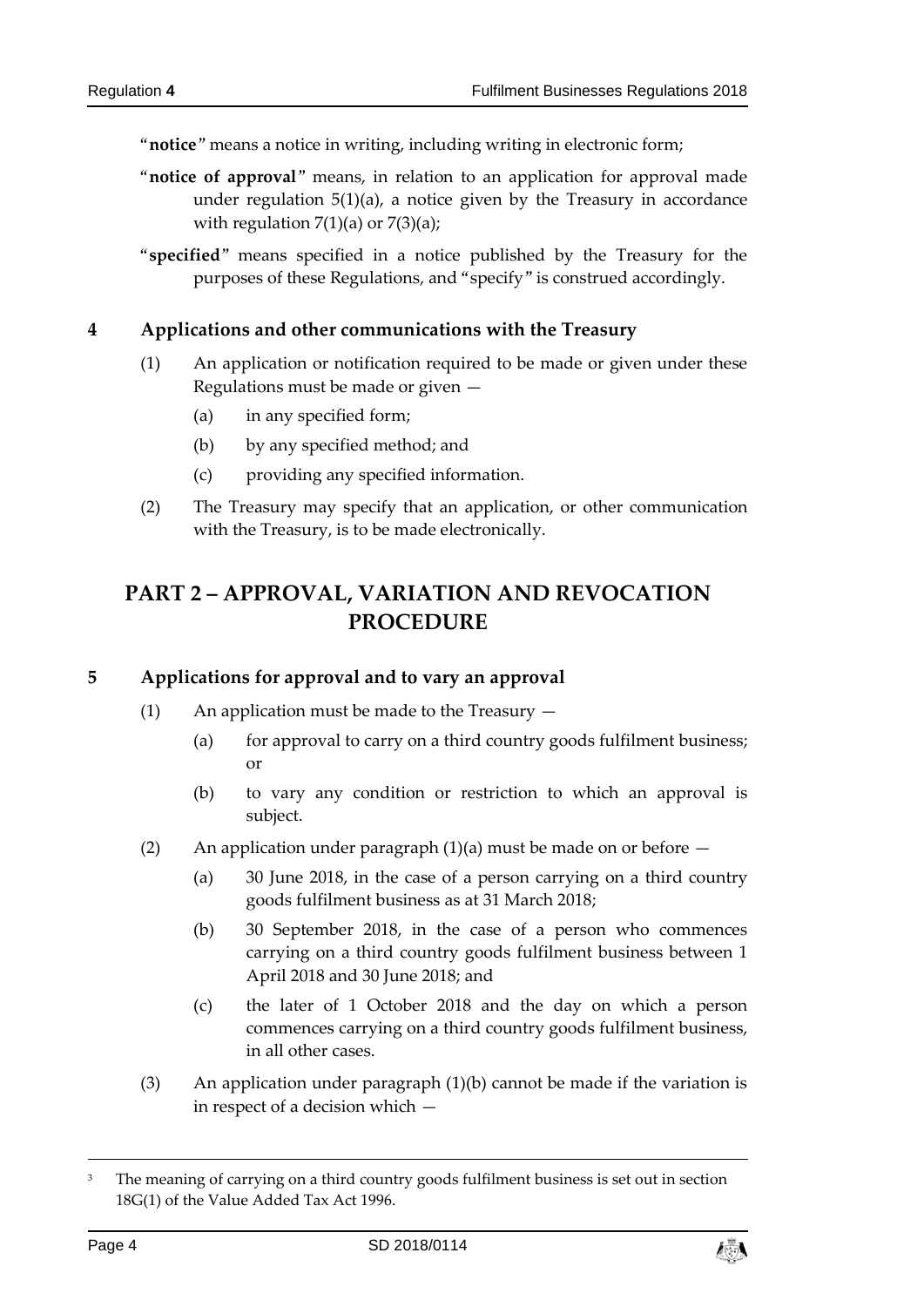"**notice**" means a notice in writing, including writing in electronic form;

"**notice of approval**" means, in relation to an application for approval made under regulation 5(1)(a), a notice given by the Treasury in accordance with regulation 7(1)(a) or 7(3)(a);

"**specified**" means specified in a notice published by the Treasury for the purposes of these Regulations, and "specify" is construed accordingly.

## 4 Applications and other communications with the Treasury

(1) An application or notification required to be made or given under these Regulations must be made or given —

(a) in any specified form;

(b) by any specified method; and

(c) providing any specified information.

(2) The Treasury may specify that an application, or other communication with the Treasury, is to be made electronically.

# PART 2 – APPROVAL, VARIATION AND REVOCATION PROCEDURE

## 5 Applications for approval and to vary an approval

(1) An application must be made to the Treasury —

(a) for approval to carry on a third country goods fulfilment business; or

(b) to vary any condition or restriction to which an approval is subject.

(2) An application under paragraph (1)(a) must be made on or before —

(a) 30 June 2018, in the case of a person carrying on a third country goods fulfilment business as at 31 March 2018;

(b) 30 September 2018, in the case of a person who commences carrying on a third country goods fulfilment business between 1 April 2018 and 30 June 2018; and

(c) the later of 1 October 2018 and the day on which a person commences carrying on a third country goods fulfilment business, in all other cases.

(3) An application under paragraph (1)(b) cannot be made if the variation is in respect of a decision which —

[3] The meaning of carrying on a third country goods fulfilment business is set out in section 18G(1) of the Value Added Tax Act 1996.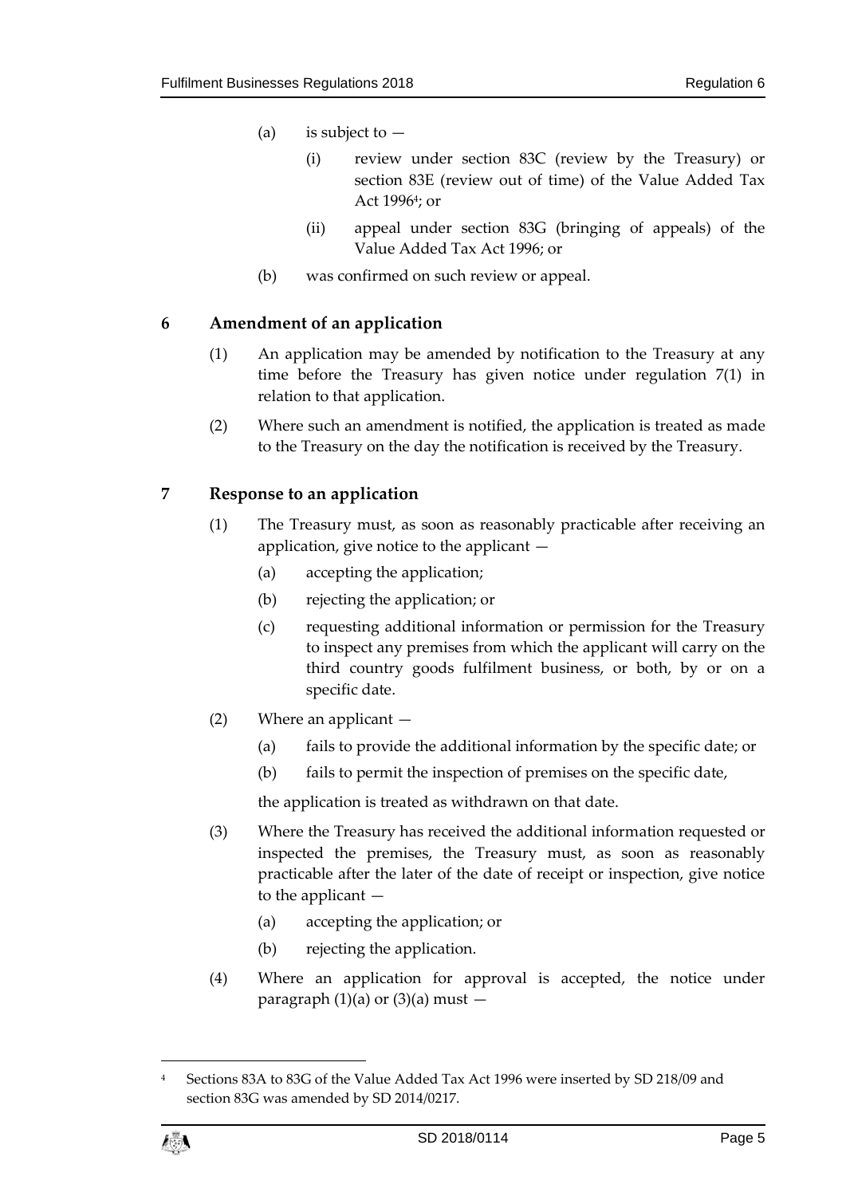(a) is subject to —

(i) review under section 83C (review by the Treasury) or section 83E (review out of time) of the Value Added Tax Act 1996[4]; or

(ii) appeal under section 83G (bringing of appeals) of the Value Added Tax Act 1996; or

(b) was confirmed on such review or appeal.

## 6 Amendment of an application

(1) An application may be amended by notification to the Treasury at any time before the Treasury has given notice under regulation 7(1) in relation to that application.

(2) Where such an amendment is notified, the application is treated as made to the Treasury on the day the notification is received by the Treasury.

## 7 Response to an application

(1) The Treasury must, as soon as reasonably practicable after receiving an application, give notice to the applicant —

(a) accepting the application;

(b) rejecting the application; or

(c) requesting additional information or permission for the Treasury to inspect any premises from which the applicant will carry on the third country goods fulfilment business, or both, by or on a specific date.

(2) Where an applicant —

(a) fails to provide the additional information by the specific date; or

(b) fails to permit the inspection of premises on the specific date,

the application is treated as withdrawn on that date.

(3) Where the Treasury has received the additional information requested or inspected the premises, the Treasury must, as soon as reasonably practicable after the later of the date of receipt or inspection, give notice to the applicant —

(a) accepting the application; or

(b) rejecting the application.

(4) Where an application for approval is accepted, the notice under paragraph (1)(a) or (3)(a) must —

---

[4] Sections 83A to 83G of the Value Added Tax Act 1996 were inserted by SD 218/09 and section 83G was amended by SD 2014/0217.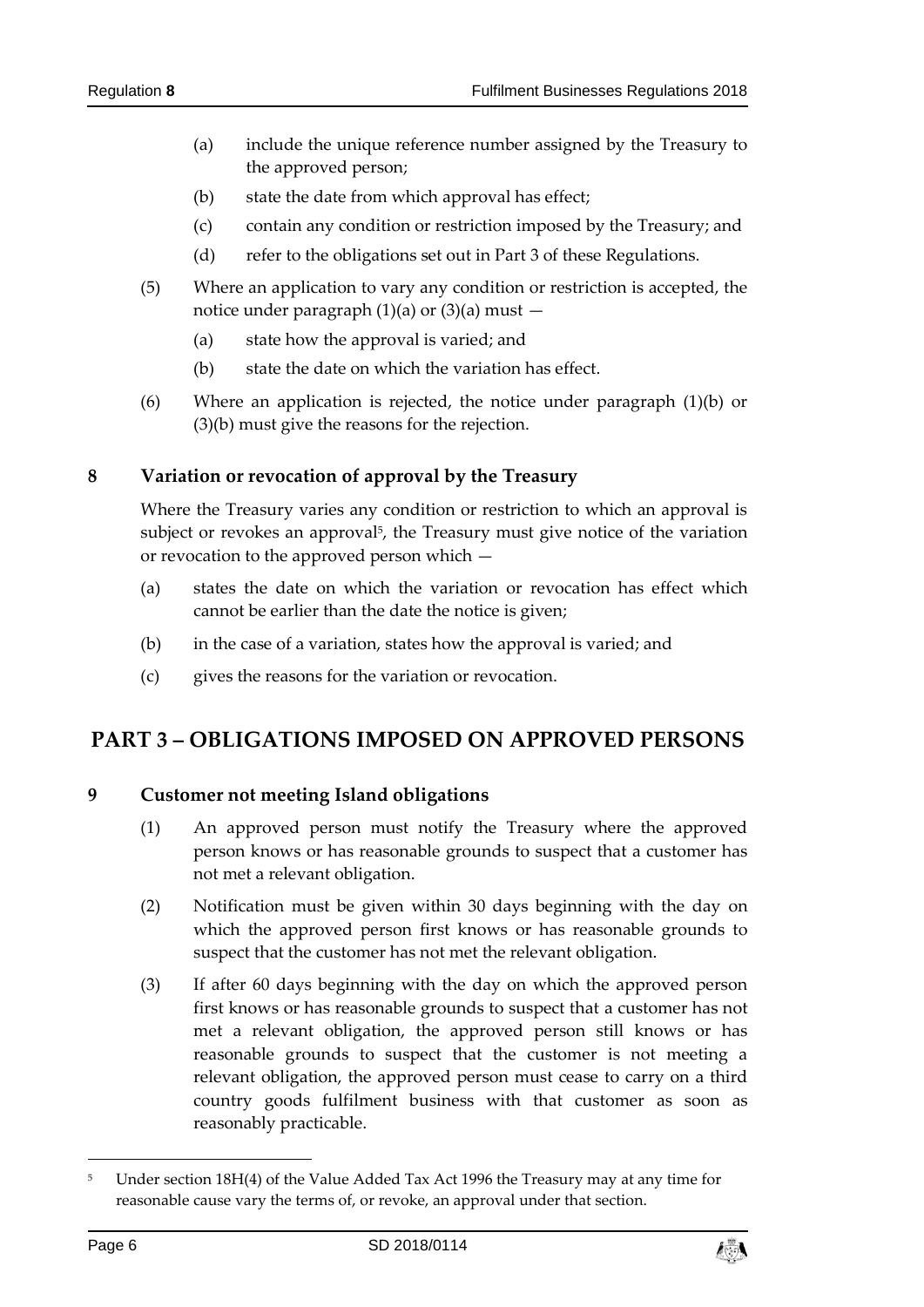(a) include the unique reference number assigned by the Treasury to the approved person;

(b) state the date from which approval has effect;

(c) contain any condition or restriction imposed by the Treasury; and

(d) refer to the obligations set out in Part 3 of these Regulations.

(5) Where an application to vary any condition or restriction is accepted, the notice under paragraph (1)(a) or (3)(a) must —

(a) state how the approval is varied; and

(b) state the date on which the variation has effect.

(6) Where an application is rejected, the notice under paragraph (1)(b) or (3)(b) must give the reasons for the rejection.

### 8 Variation or revocation of approval by the Treasury

Where the Treasury varies any condition or restriction to which an approval is subject or revokes an approval[5], the Treasury must give notice of the variation or revocation to the approved person which —

(a) states the date on which the variation or revocation has effect which cannot be earlier than the date the notice is given;

(b) in the case of a variation, states how the approval is varied; and

(c) gives the reasons for the variation or revocation.

## PART 3 – OBLIGATIONS IMPOSED ON APPROVED PERSONS

### 9 Customer not meeting Island obligations

(1) An approved person must notify the Treasury where the approved person knows or has reasonable grounds to suspect that a customer has not met a relevant obligation.

(2) Notification must be given within 30 days beginning with the day on which the approved person first knows or has reasonable grounds to suspect that the customer has not met the relevant obligation.

(3) If after 60 days beginning with the day on which the approved person first knows or has reasonable grounds to suspect that a customer has not met a relevant obligation, the approved person still knows or has reasonable grounds to suspect that the customer is not meeting a relevant obligation, the approved person must cease to carry on a third country goods fulfilment business with that customer as soon as reasonably practicable.

---

[5] Under section 18H(4) of the Value Added Tax Act 1996 the Treasury may at any time for reasonable cause vary the terms of, or revoke, an approval under that section.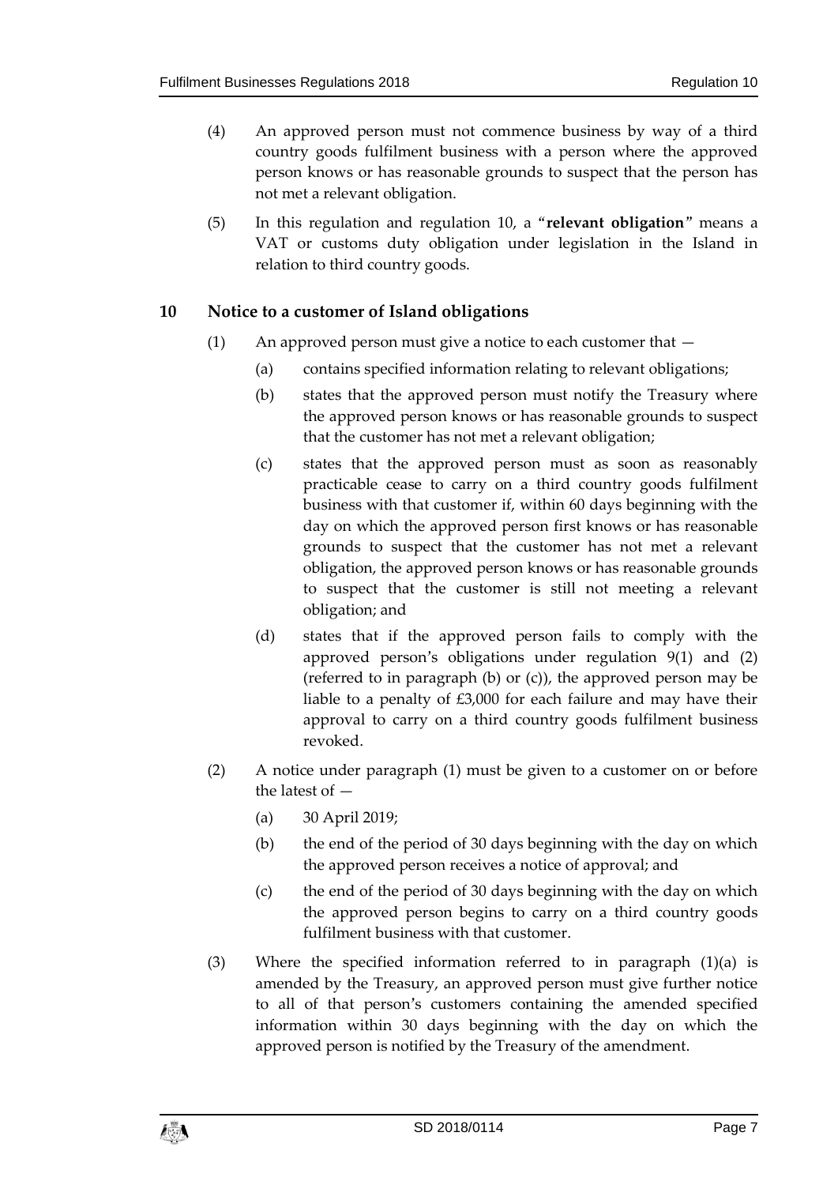(4) An approved person must not commence business by way of a third country goods fulfilment business with a person where the approved person knows or has reasonable grounds to suspect that the person has not met a relevant obligation.

(5) In this regulation and regulation 10, a "**relevant obligation**" means a VAT or customs duty obligation under legislation in the Island in relation to third country goods.

## 10 Notice to a customer of Island obligations

(1) An approved person must give a notice to each customer that —

(a) contains specified information relating to relevant obligations;

(b) states that the approved person must notify the Treasury where the approved person knows or has reasonable grounds to suspect that the customer has not met a relevant obligation;

(c) states that the approved person must as soon as reasonably practicable cease to carry on a third country goods fulfilment business with that customer if, within 60 days beginning with the day on which the approved person first knows or has reasonable grounds to suspect that the customer has not met a relevant obligation, the approved person knows or has reasonable grounds to suspect that the customer is still not meeting a relevant obligation; and

(d) states that if the approved person fails to comply with the approved person's obligations under regulation 9(1) and (2) (referred to in paragraph (b) or (c)), the approved person may be liable to a penalty of £3,000 for each failure and may have their approval to carry on a third country goods fulfilment business revoked.

(2) A notice under paragraph (1) must be given to a customer on or before the latest of —

(a) 30 April 2019;

(b) the end of the period of 30 days beginning with the day on which the approved person receives a notice of approval; and

(c) the end of the period of 30 days beginning with the day on which the approved person begins to carry on a third country goods fulfilment business with that customer.

(3) Where the specified information referred to in paragraph (1)(a) is amended by the Treasury, an approved person must give further notice to all of that person's customers containing the amended specified information within 30 days beginning with the day on which the approved person is notified by the Treasury of the amendment.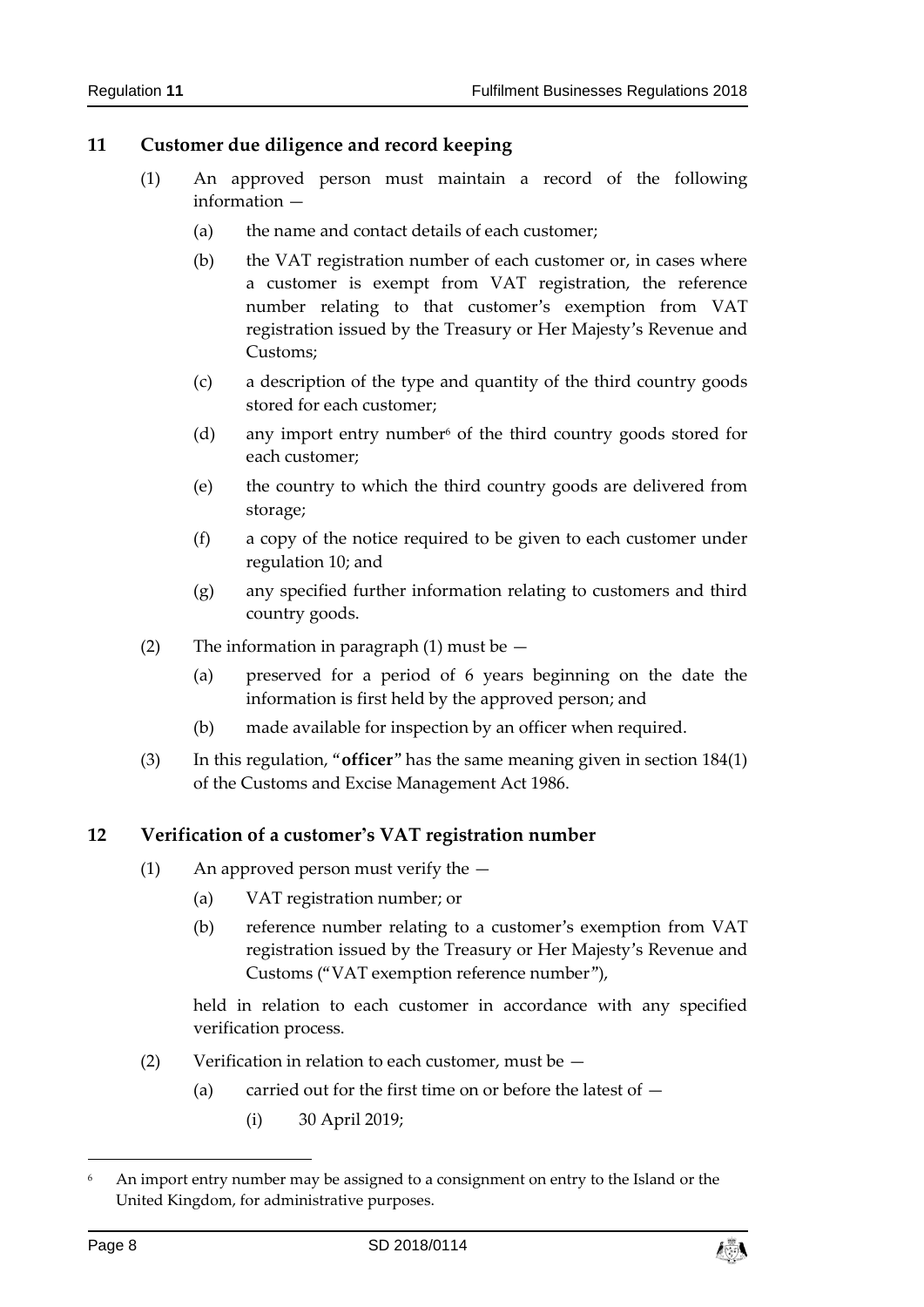## 11 Customer due diligence and record keeping

(1) An approved person must maintain a record of the following information —

(a) the name and contact details of each customer;

(b) the VAT registration number of each customer or, in cases where a customer is exempt from VAT registration, the reference number relating to that customer's exemption from VAT registration issued by the Treasury or Her Majesty's Revenue and Customs;

(c) a description of the type and quantity of the third country goods stored for each customer;

(d) any import entry number[6] of the third country goods stored for each customer;

(e) the country to which the third country goods are delivered from storage;

(f) a copy of the notice required to be given to each customer under regulation 10; and

(g) any specified further information relating to customers and third country goods.

(2) The information in paragraph (1) must be —

(a) preserved for a period of 6 years beginning on the date the information is first held by the approved person; and

(b) made available for inspection by an officer when required.

(3) In this regulation, "**officer**" has the same meaning given in section 184(1) of the Customs and Excise Management Act 1986.

## 12 Verification of a customer's VAT registration number

(1) An approved person must verify the —

(a) VAT registration number; or

(b) reference number relating to a customer's exemption from VAT registration issued by the Treasury or Her Majesty's Revenue and Customs ("VAT exemption reference number"),

held in relation to each customer in accordance with any specified verification process.

(2) Verification in relation to each customer, must be —

(a) carried out for the first time on or before the latest of —

(i) 30 April 2019;

---

[6] An import entry number may be assigned to a consignment on entry to the Island or the United Kingdom, for administrative purposes.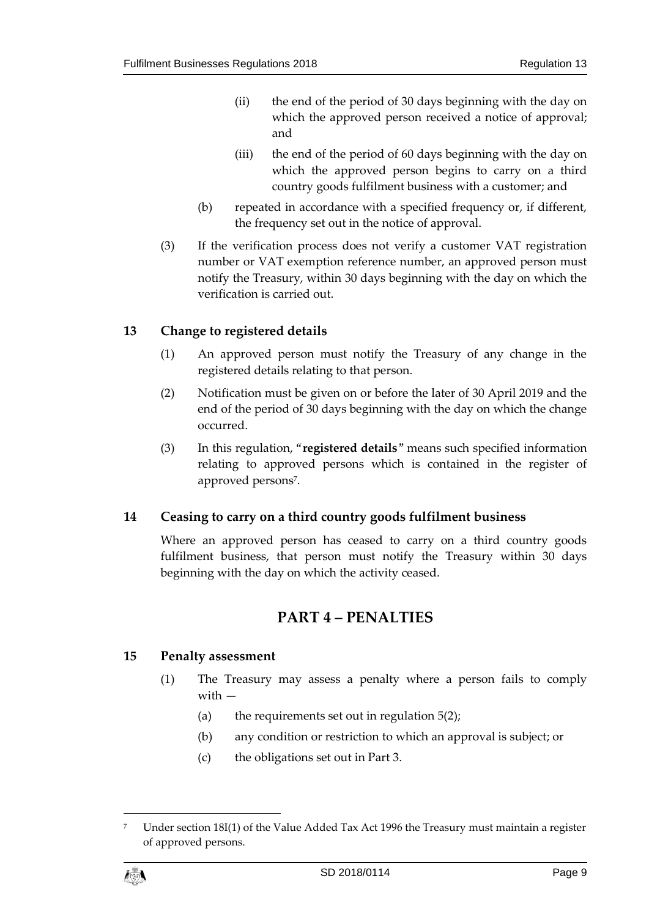(ii) the end of the period of 30 days beginning with the day on which the approved person received a notice of approval; and

(iii) the end of the period of 60 days beginning with the day on which the approved person begins to carry on a third country goods fulfilment business with a customer; and

(b) repeated in accordance with a specified frequency or, if different, the frequency set out in the notice of approval.

(3) If the verification process does not verify a customer VAT registration number or VAT exemption reference number, an approved person must notify the Treasury, within 30 days beginning with the day on which the verification is carried out.

### 13 Change to registered details

(1) An approved person must notify the Treasury of any change in the registered details relating to that person.

(2) Notification must be given on or before the later of 30 April 2019 and the end of the period of 30 days beginning with the day on which the change occurred.

(3) In this regulation, "**registered details**" means such specified information relating to approved persons which is contained in the register of approved persons[7].

### 14 Ceasing to carry on a third country goods fulfilment business

Where an approved person has ceased to carry on a third country goods fulfilment business, that person must notify the Treasury within 30 days beginning with the day on which the activity ceased.

## PART 4 – PENALTIES

### 15 Penalty assessment

(1) The Treasury may assess a penalty where a person fails to comply with —

(a) the requirements set out in regulation 5(2);

(b) any condition or restriction to which an approval is subject; or

(c) the obligations set out in Part 3.

---

[7] Under section 18I(1) of the Value Added Tax Act 1996 the Treasury must maintain a register of approved persons.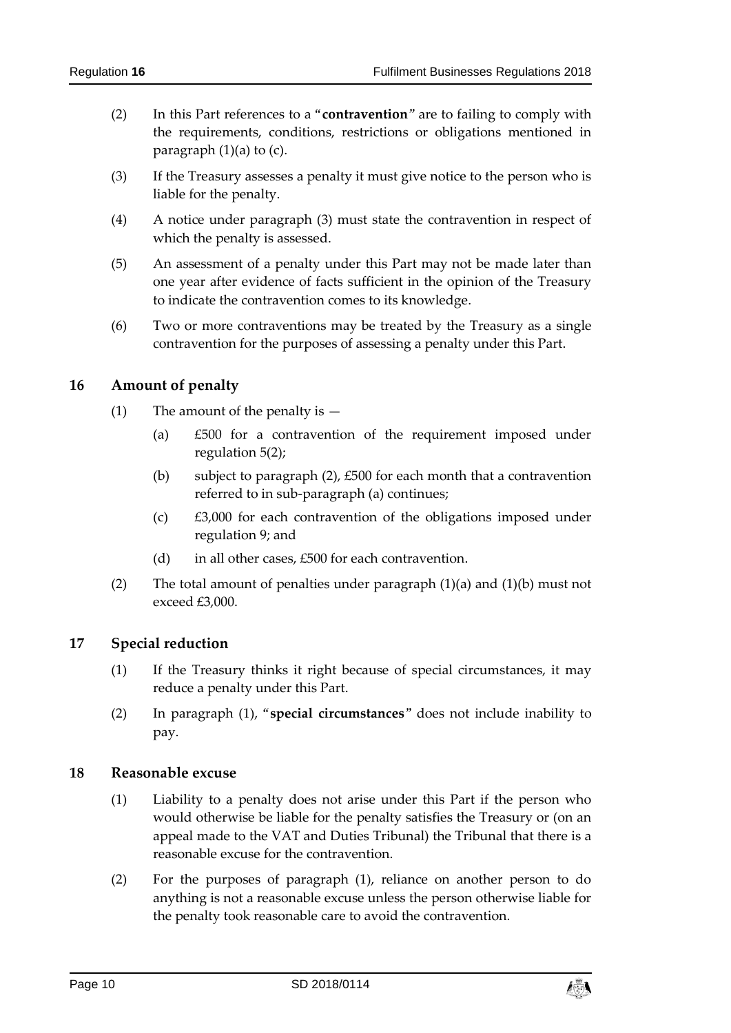(2) In this Part references to a "**contravention**" are to failing to comply with the requirements, conditions, restrictions or obligations mentioned in paragraph (1)(a) to (c).

(3) If the Treasury assesses a penalty it must give notice to the person who is liable for the penalty.

(4) A notice under paragraph (3) must state the contravention in respect of which the penalty is assessed.

(5) An assessment of a penalty under this Part may not be made later than one year after evidence of facts sufficient in the opinion of the Treasury to indicate the contravention comes to its knowledge.

(6) Two or more contraventions may be treated by the Treasury as a single contravention for the purposes of assessing a penalty under this Part.

## 16 Amount of penalty

(1) The amount of the penalty is —

(a) £500 for a contravention of the requirement imposed under regulation 5(2);

(b) subject to paragraph (2), £500 for each month that a contravention referred to in sub-paragraph (a) continues;

(c) £3,000 for each contravention of the obligations imposed under regulation 9; and

(d) in all other cases, £500 for each contravention.

(2) The total amount of penalties under paragraph (1)(a) and (1)(b) must not exceed £3,000.

## 17 Special reduction

(1) If the Treasury thinks it right because of special circumstances, it may reduce a penalty under this Part.

(2) In paragraph (1), "**special circumstances**" does not include inability to pay.

## 18 Reasonable excuse

(1) Liability to a penalty does not arise under this Part if the person who would otherwise be liable for the penalty satisfies the Treasury or (on an appeal made to the VAT and Duties Tribunal) the Tribunal that there is a reasonable excuse for the contravention.

(2) For the purposes of paragraph (1), reliance on another person to do anything is not a reasonable excuse unless the person otherwise liable for the penalty took reasonable care to avoid the contravention.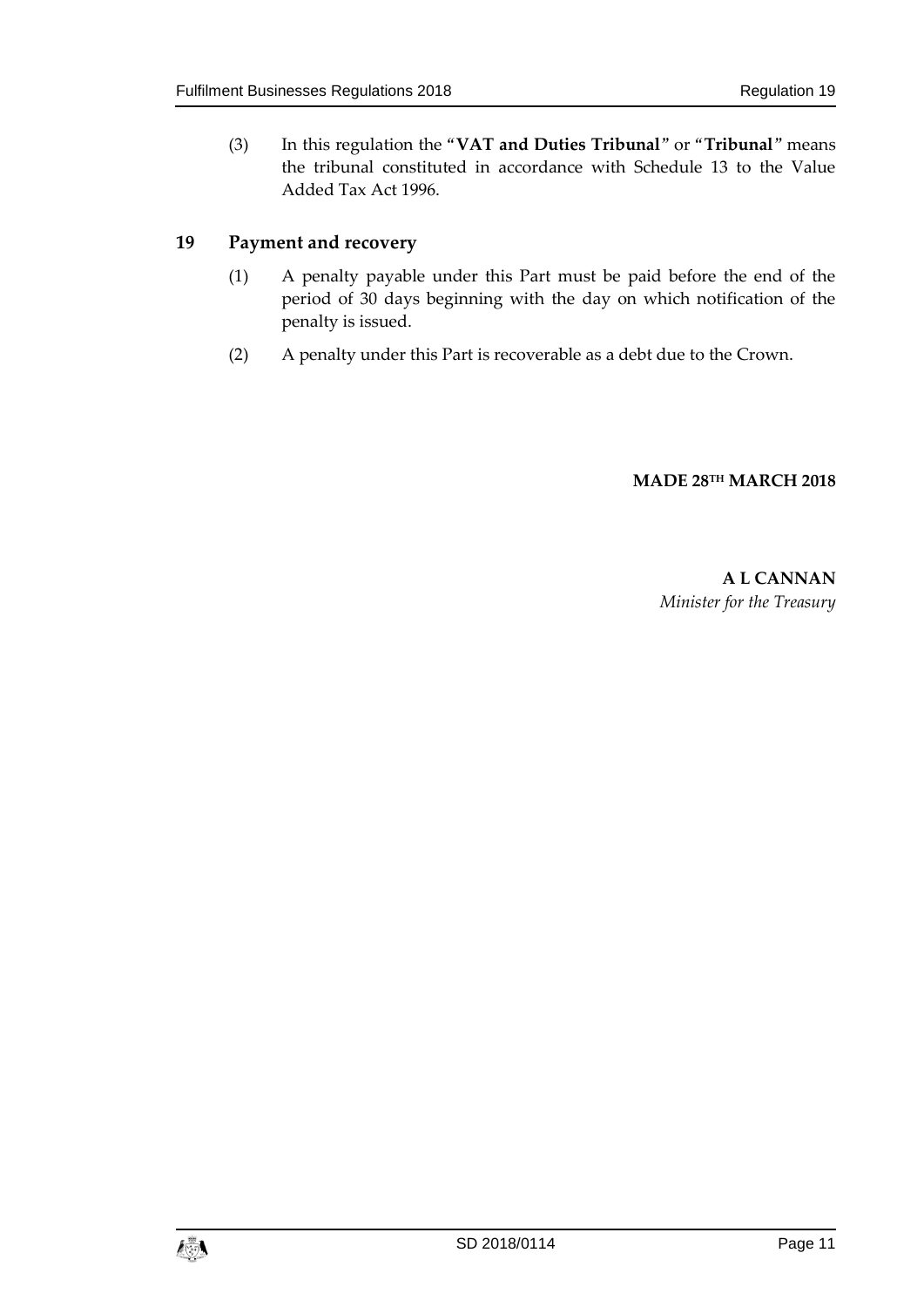(3) In this regulation the "**VAT and Duties Tribunal**" or "**Tribunal**" means the tribunal constituted in accordance with Schedule 13 to the Value Added Tax Act 1996.

## 19 Payment and recovery

(1) A penalty payable under this Part must be paid before the end of the period of 30 days beginning with the day on which notification of the penalty is issued.

(2) A penalty under this Part is recoverable as a debt due to the Crown.

**MADE 28TH MARCH 2018**

**A L CANNAN**
*Minister for the Treasury*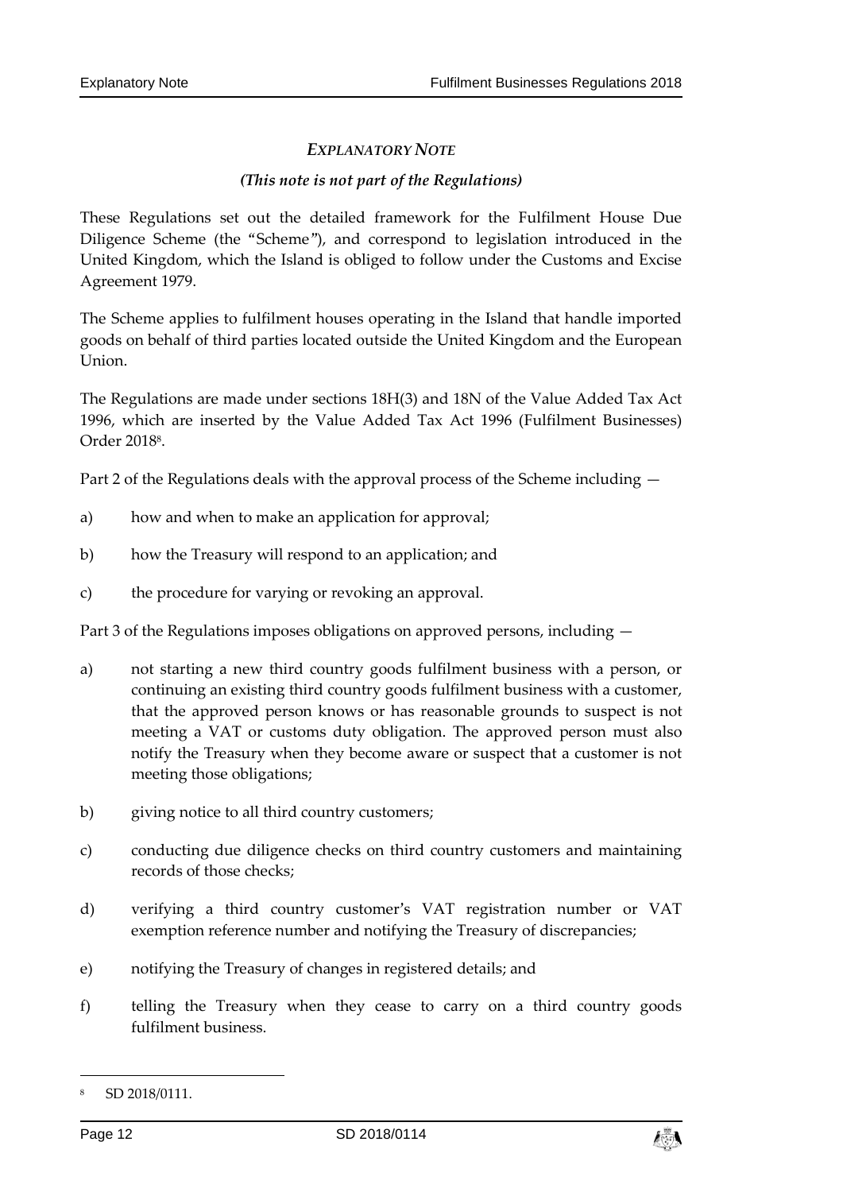## *EXPLANATORY NOTE*

### *(This note is not part of the Regulations)*

These Regulations set out the detailed framework for the Fulfilment House Due Diligence Scheme (the "Scheme"), and correspond to legislation introduced in the United Kingdom, which the Island is obliged to follow under the Customs and Excise Agreement 1979.

The Scheme applies to fulfilment houses operating in the Island that handle imported goods on behalf of third parties located outside the United Kingdom and the European Union.

The Regulations are made under sections 18H(3) and 18N of the Value Added Tax Act 1996, which are inserted by the Value Added Tax Act 1996 (Fulfilment Businesses) Order 2018[8].

Part 2 of the Regulations deals with the approval process of the Scheme including —

a) how and when to make an application for approval;

b) how the Treasury will respond to an application; and

c) the procedure for varying or revoking an approval.

Part 3 of the Regulations imposes obligations on approved persons, including —

a) not starting a new third country goods fulfilment business with a person, or continuing an existing third country goods fulfilment business with a customer, that the approved person knows or has reasonable grounds to suspect is not meeting a VAT or customs duty obligation. The approved person must also notify the Treasury when they become aware or suspect that a customer is not meeting those obligations;

b) giving notice to all third country customers;

c) conducting due diligence checks on third country customers and maintaining records of those checks;

d) verifying a third country customer's VAT registration number or VAT exemption reference number and notifying the Treasury of discrepancies;

e) notifying the Treasury of changes in registered details; and

f) telling the Treasury when they cease to carry on a third country goods fulfilment business.

---

[8] SD 2018/0111.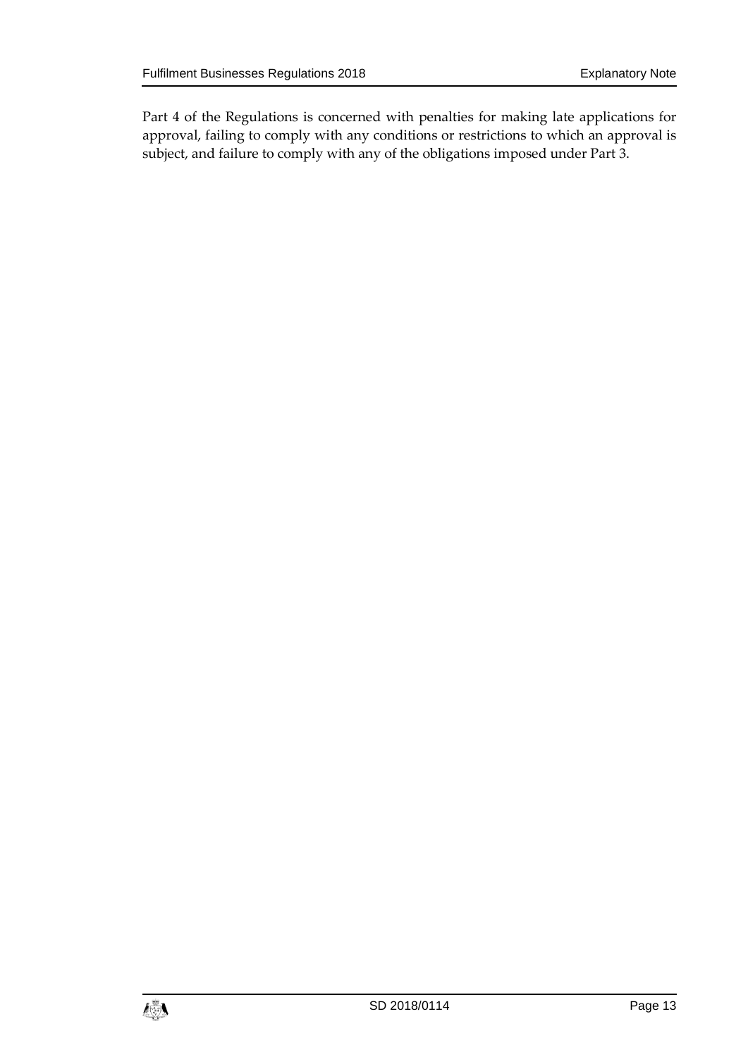Part 4 of the Regulations is concerned with penalties for making late applications for approval, failing to comply with any conditions or restrictions to which an approval is subject, and failure to comply with any of the obligations imposed under Part 3.